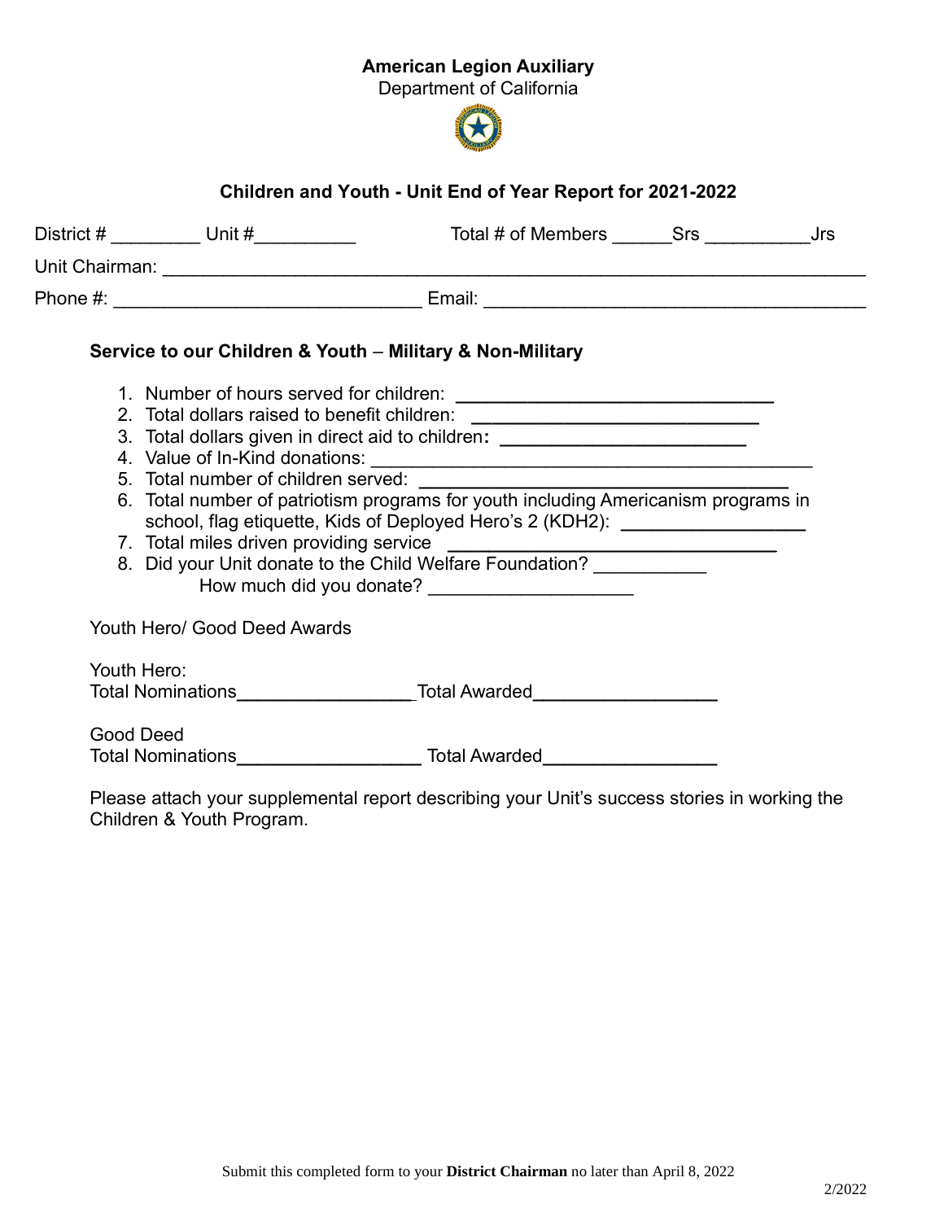**American Legion Auxiliary**
Department of California

### Children and Youth - Unit End of Year Report for 2021-2022

District # _________ Unit #__________ Total # of Members ______Srs __________Jrs

Unit Chairman: ______________________________________________________________

Phone #: ______________________________ Email: _____________________________________

**Service to our Children & Youth – Military & Non-Military**

1. Number of hours served for children: ________________________________
2. Total dollars raised to benefit children: _____________________________
3. Total dollars given in direct aid to children: _________________________
4. Value of In-Kind donations: ___________________________________________
5. Total number of children served: ____________________________________
6. Total number of patriotism programs for youth including Americanism programs in school, flag etiquette, Kids of Deployed Hero's 2 (KDH2): __________________
7. Total miles driven providing service _________________________________
8. Did your Unit donate to the Child Welfare Foundation? ___________
   How much did you donate? ____________________

Youth Hero/ Good Deed Awards

Youth Hero:
Total Nominations_________________ Total Awarded__________________

Good Deed
Total Nominations__________________ Total Awarded_________________

Please attach your supplemental report describing your Unit's success stories in working the Children & Youth Program.

Submit this completed form to your **District Chairman** no later than April 8, 2022

2/2022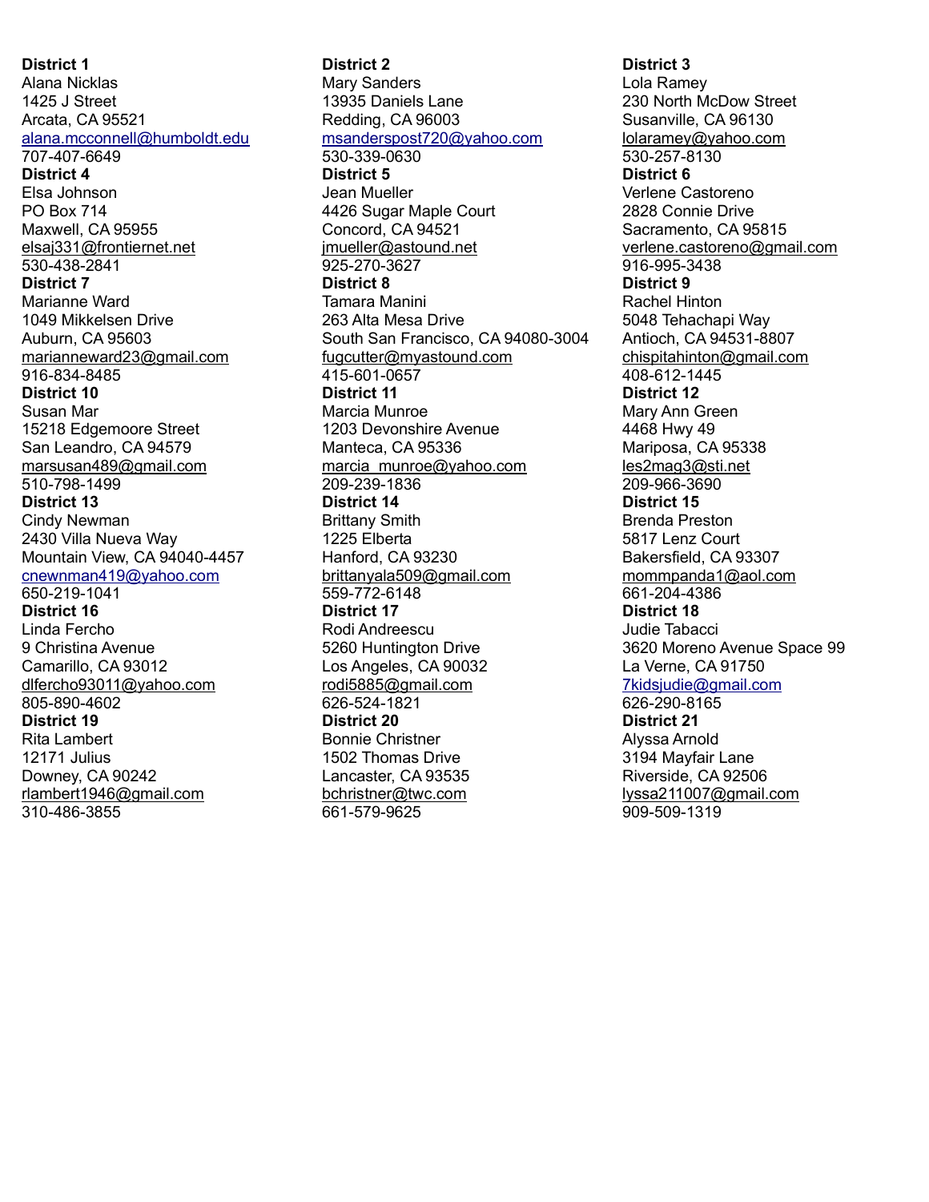**District 1**
Alana Nicklas
1425 J Street
Arcata, CA 95521
alana.mcconnell@humboldt.edu
707-407-6649

**District 2**
Mary Sanders
13935 Daniels Lane
Redding, CA 96003
msanderspost720@yahoo.com
530-339-0630

**District 3**
Lola Ramey
230 North McDow Street
Susanville, CA 96130
lolaramey@yahoo.com
530-257-8130

**District 4**
Elsa Johnson
PO Box 714
Maxwell, CA 95955
elsaj331@frontiernet.net
530-438-2841

**District 5**
Jean Mueller
4426 Sugar Maple Court
Concord, CA 94521
jmueller@astound.net
925-270-3627

**District 6**
Verlene Castoreno
2828 Connie Drive
Sacramento, CA 95815
verlene.castoreno@gmail.com
916-995-3438

**District 7**
Marianne Ward
1049 Mikkelsen Drive
Auburn, CA 95603
marianneward23@gmail.com
916-834-8485

**District 8**
Tamara Manini
263 Alta Mesa Drive
South San Francisco, CA 94080-3004
fugcutter@myastound.com
415-601-0657

**District 9**
Rachel Hinton
5048 Tehachapi Way
Antioch, CA 94531-8807
chispitahinton@gmail.com
408-612-1445

**District 10**
Susan Mar
15218 Edgemoore Street
San Leandro, CA 94579
marsusan489@gmail.com
510-798-1499

**District 11**
Marcia Munroe
1203 Devonshire Avenue
Manteca, CA 95336
marcia_munroe@yahoo.com
209-239-1836

**District 12**
Mary Ann Green
4468 Hwy 49
Mariposa, CA 95338
les2mag3@sti.net
209-966-3690

**District 13**
Cindy Newman
2430 Villa Nueva Way
Mountain View, CA 94040-4457
cnewnman419@yahoo.com
650-219-1041

**District 14**
Brittany Smith
1225 Elberta
Hanford, CA 93230
brittanyala509@gmail.com
559-772-6148

**District 15**
Brenda Preston
5817 Lenz Court
Bakersfield, CA 93307
mommpanda1@aol.com
661-204-4386

**District 16**
Linda Fercho
9 Christina Avenue
Camarillo, CA 93012
dlfercho93011@yahoo.com
805-890-4602

**District 17**
Rodi Andreescu
5260 Huntington Drive
Los Angeles, CA 90032
rodi5885@gmail.com
626-524-1821

**District 18**
Judie Tabacci
3620 Moreno Avenue Space 99
La Verne, CA 91750
7kidsjudie@gmail.com
626-290-8165

**District 19**
Rita Lambert
12171 Julius
Downey, CA 90242
rlambert1946@gmail.com
310-486-3855

**District 20**
Bonnie Christner
1502 Thomas Drive
Lancaster, CA 93535
bchristner@twc.com
661-579-9625

**District 21**
Alyssa Arnold
3194 Mayfair Lane
Riverside, CA 92506
lyssa211007@gmail.com
909-509-1319